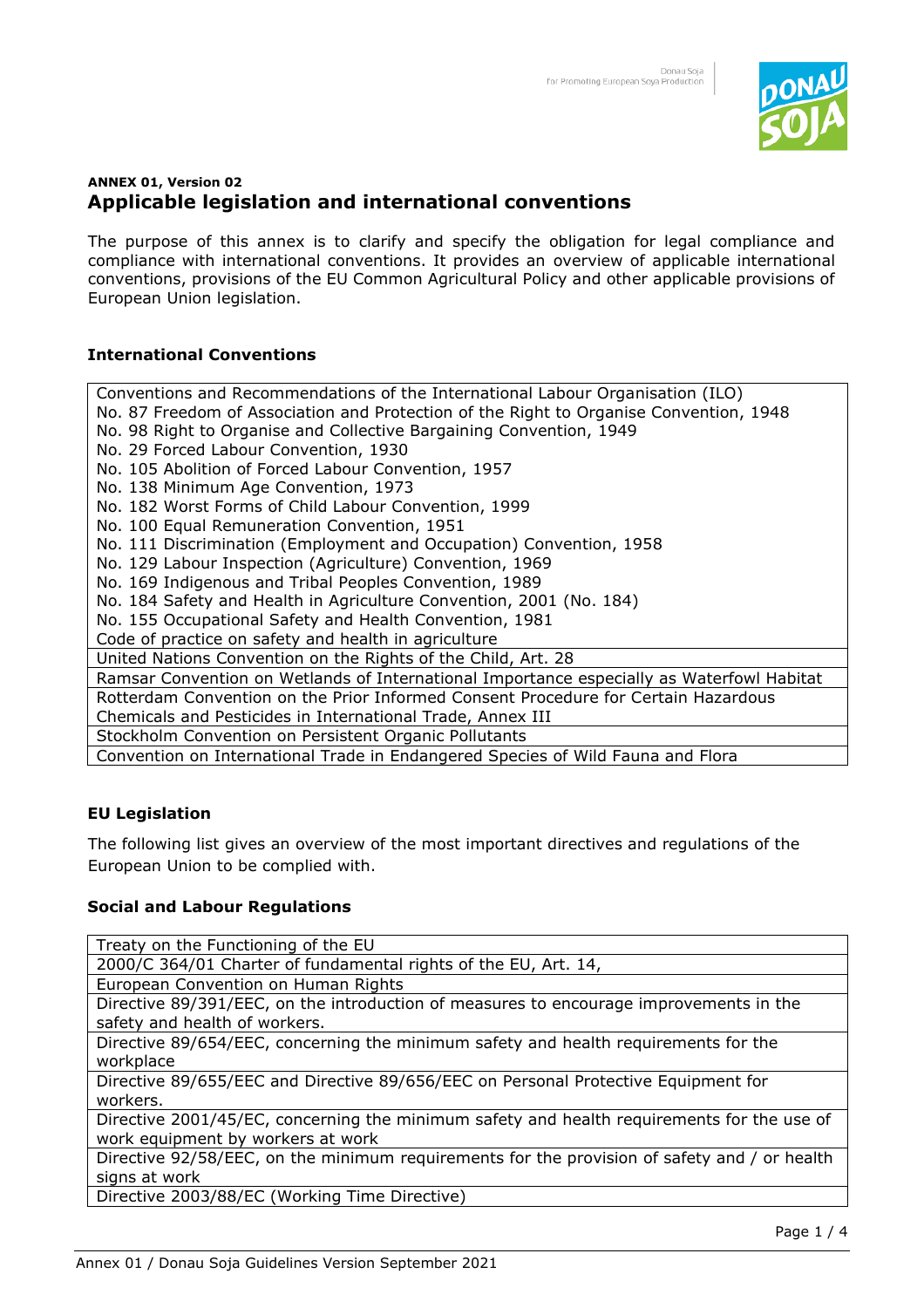**ANNEX 01, Version 02**

# Applicable legislation and international conventions

The purpose of this annex is to clarify and specify the obligation for legal compliance and compliance with international conventions. It provides an overview of applicable international conventions, provisions of the EU Common Agricultural Policy and other applicable provisions of European Union legislation.

## International Conventions

| |
|---|
| Conventions and Recommendations of the International Labour Organisation (ILO)<br>No. 87 Freedom of Association and Protection of the Right to Organise Convention, 1948<br>No. 98 Right to Organise and Collective Bargaining Convention, 1949<br>No. 29 Forced Labour Convention, 1930<br>No. 105 Abolition of Forced Labour Convention, 1957<br>No. 138 Minimum Age Convention, 1973<br>No. 182 Worst Forms of Child Labour Convention, 1999<br>No. 100 Equal Remuneration Convention, 1951<br>No. 111 Discrimination (Employment and Occupation) Convention, 1958<br>No. 129 Labour Inspection (Agriculture) Convention, 1969<br>No. 169 Indigenous and Tribal Peoples Convention, 1989<br>No. 184 Safety and Health in Agriculture Convention, 2001 (No. 184)<br>No. 155 Occupational Safety and Health Convention, 1981<br>Code of practice on safety and health in agriculture |
| United Nations Convention on the Rights of the Child, Art. 28 |
| Ramsar Convention on Wetlands of International Importance especially as Waterfowl Habitat |
| Rotterdam Convention on the Prior Informed Consent Procedure for Certain Hazardous Chemicals and Pesticides in International Trade, Annex III |
| Stockholm Convention on Persistent Organic Pollutants |
| Convention on International Trade in Endangered Species of Wild Fauna and Flora |

## EU Legislation

The following list gives an overview of the most important directives and regulations of the European Union to be complied with.

### Social and Labour Regulations

| |
|---|
| Treaty on the Functioning of the EU |
| 2000/C 364/01 Charter of fundamental rights of the EU, Art. 14, |
| European Convention on Human Rights |
| Directive 89/391/EEC, on the introduction of measures to encourage improvements in the safety and health of workers. |
| Directive 89/654/EEC, concerning the minimum safety and health requirements for the workplace |
| Directive 89/655/EEC and Directive 89/656/EEC on Personal Protective Equipment for workers. |
| Directive 2001/45/EC, concerning the minimum safety and health requirements for the use of work equipment by workers at work |
| Directive 92/58/EEC, on the minimum requirements for the provision of safety and / or health signs at work |
| Directive 2003/88/EC (Working Time Directive) |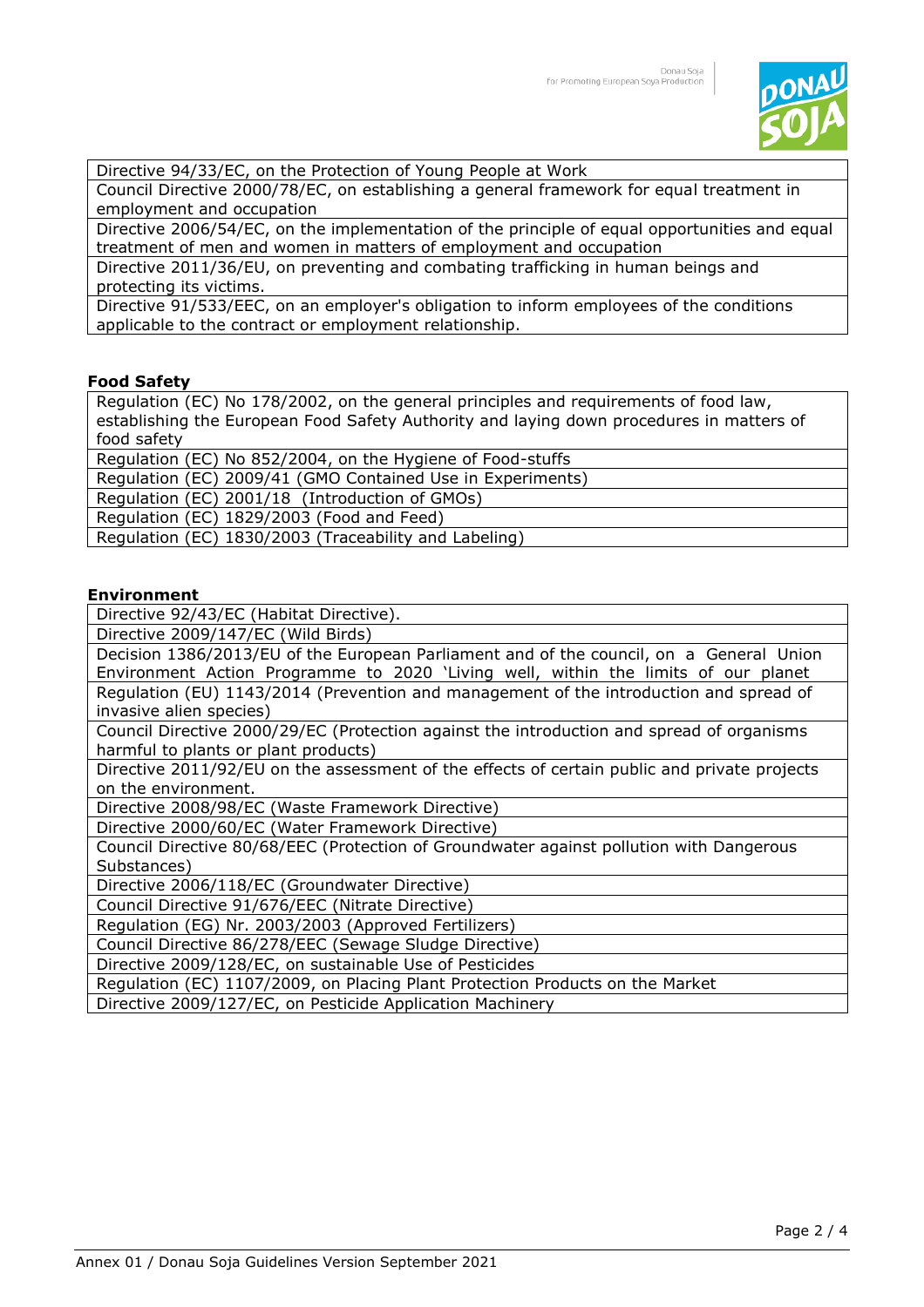| Directive 94/33/EC, on the Protection of Young People at Work |
|---|
| Council Directive 2000/78/EC, on establishing a general framework for equal treatment in employment and occupation |
| Directive 2006/54/EC, on the implementation of the principle of equal opportunities and equal treatment of men and women in matters of employment and occupation |
| Directive 2011/36/EU, on preventing and combating trafficking in human beings and protecting its victims. |
| Directive 91/533/EEC, on an employer's obligation to inform employees of the conditions applicable to the contract or employment relationship. |

**Food Safety**

| Regulation (EC) No 178/2002, on the general principles and requirements of food law, establishing the European Food Safety Authority and laying down procedures in matters of food safety |
|---|
| Regulation (EC) No 852/2004, on the Hygiene of Food-stuffs |
| Regulation (EC) 2009/41 (GMO Contained Use in Experiments) |
| Regulation (EC) 2001/18 (Introduction of GMOs) |
| Regulation (EC) 1829/2003 (Food and Feed) |
| Regulation (EC) 1830/2003 (Traceability and Labeling) |

**Environment**

| Directive 92/43/EC (Habitat Directive). |
|---|
| Directive 2009/147/EC (Wild Birds) |
| Decision 1386/2013/EU of the European Parliament and of the council, on a General Union Environment Action Programme to 2020 'Living well, within the limits of our planet |
| Regulation (EU) 1143/2014 (Prevention and management of the introduction and spread of invasive alien species) |
| Council Directive 2000/29/EC (Protection against the introduction and spread of organisms harmful to plants or plant products) |
| Directive 2011/92/EU on the assessment of the effects of certain public and private projects on the environment. |
| Directive 2008/98/EC (Waste Framework Directive) |
| Directive 2000/60/EC (Water Framework Directive) |
| Council Directive 80/68/EEC (Protection of Groundwater against pollution with Dangerous Substances) |
| Directive 2006/118/EC (Groundwater Directive) |
| Council Directive 91/676/EEC (Nitrate Directive) |
| Regulation (EG) Nr. 2003/2003 (Approved Fertilizers) |
| Council Directive 86/278/EEC (Sewage Sludge Directive) |
| Directive 2009/128/EC, on sustainable Use of Pesticides |
| Regulation (EC) 1107/2009, on Placing Plant Protection Products on the Market |
| Directive 2009/127/EC, on Pesticide Application Machinery |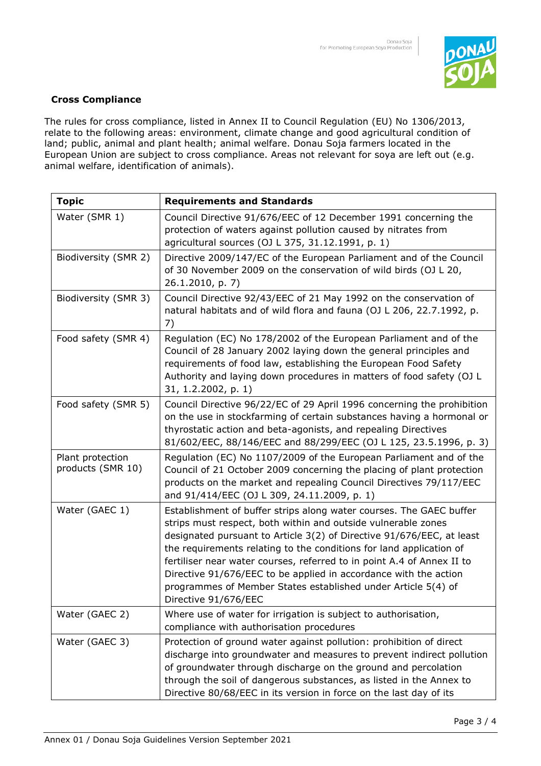## Cross Compliance

The rules for cross compliance, listed in Annex II to Council Regulation (EU) No 1306/2013, relate to the following areas: environment, climate change and good agricultural condition of land; public, animal and plant health; animal welfare. Donau Soja farmers located in the European Union are subject to cross compliance. Areas not relevant for soya are left out (e.g. animal welfare, identification of animals).

| Topic | Requirements and Standards |
|---|---|
| Water (SMR 1) | Council Directive 91/676/EEC of 12 December 1991 concerning the protection of waters against pollution caused by nitrates from agricultural sources (OJ L 375, 31.12.1991, p. 1) |
| Biodiversity (SMR 2) | Directive 2009/147/EC of the European Parliament and of the Council of 30 November 2009 on the conservation of wild birds (OJ L 20, 26.1.2010, p. 7) |
| Biodiversity (SMR 3) | Council Directive 92/43/EEC of 21 May 1992 on the conservation of natural habitats and of wild flora and fauna (OJ L 206, 22.7.1992, p. 7) |
| Food safety (SMR 4) | Regulation (EC) No 178/2002 of the European Parliament and of the Council of 28 January 2002 laying down the general principles and requirements of food law, establishing the European Food Safety Authority and laying down procedures in matters of food safety (OJ L 31, 1.2.2002, p. 1) |
| Food safety (SMR 5) | Council Directive 96/22/EC of 29 April 1996 concerning the prohibition on the use in stockfarming of certain substances having a hormonal or thyrostatic action and beta-agonists, and repealing Directives 81/602/EEC, 88/146/EEC and 88/299/EEC (OJ L 125, 23.5.1996, p. 3) |
| Plant protection products (SMR 10) | Regulation (EC) No 1107/2009 of the European Parliament and of the Council of 21 October 2009 concerning the placing of plant protection products on the market and repealing Council Directives 79/117/EEC and 91/414/EEC (OJ L 309, 24.11.2009, p. 1) |
| Water (GAEC 1) | Establishment of buffer strips along water courses. The GAEC buffer strips must respect, both within and outside vulnerable zones designated pursuant to Article 3(2) of Directive 91/676/EEC, at least the requirements relating to the conditions for land application of fertiliser near water courses, referred to in point A.4 of Annex II to Directive 91/676/EEC to be applied in accordance with the action programmes of Member States established under Article 5(4) of Directive 91/676/EEC |
| Water (GAEC 2) | Where use of water for irrigation is subject to authorisation, compliance with authorisation procedures |
| Water (GAEC 3) | Protection of ground water against pollution: prohibition of direct discharge into groundwater and measures to prevent indirect pollution of groundwater through discharge on the ground and percolation through the soil of dangerous substances, as listed in the Annex to Directive 80/68/EEC in its version in force on the last day of its |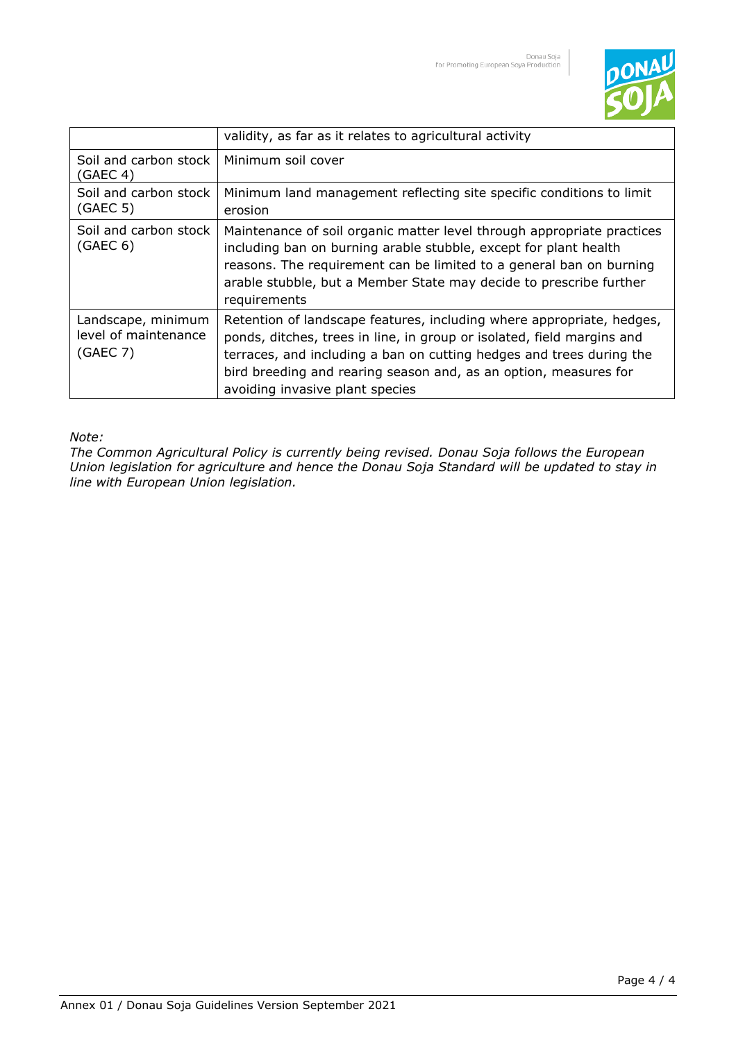| | |
|---|---|
| | validity, as far as it relates to agricultural activity |
| Soil and carbon stock (GAEC 4) | Minimum soil cover |
| Soil and carbon stock (GAEC 5) | Minimum land management reflecting site specific conditions to limit erosion |
| Soil and carbon stock (GAEC 6) | Maintenance of soil organic matter level through appropriate practices including ban on burning arable stubble, except for plant health reasons. The requirement can be limited to a general ban on burning arable stubble, but a Member State may decide to prescribe further requirements |
| Landscape, minimum level of maintenance (GAEC 7) | Retention of landscape features, including where appropriate, hedges, ponds, ditches, trees in line, in group or isolated, field margins and terraces, and including a ban on cutting hedges and trees during the bird breeding and rearing season and, as an option, measures for avoiding invasive plant species |

*Note:*
*The Common Agricultural Policy is currently being revised. Donau Soja follows the European Union legislation for agriculture and hence the Donau Soja Standard will be updated to stay in line with European Union legislation.*